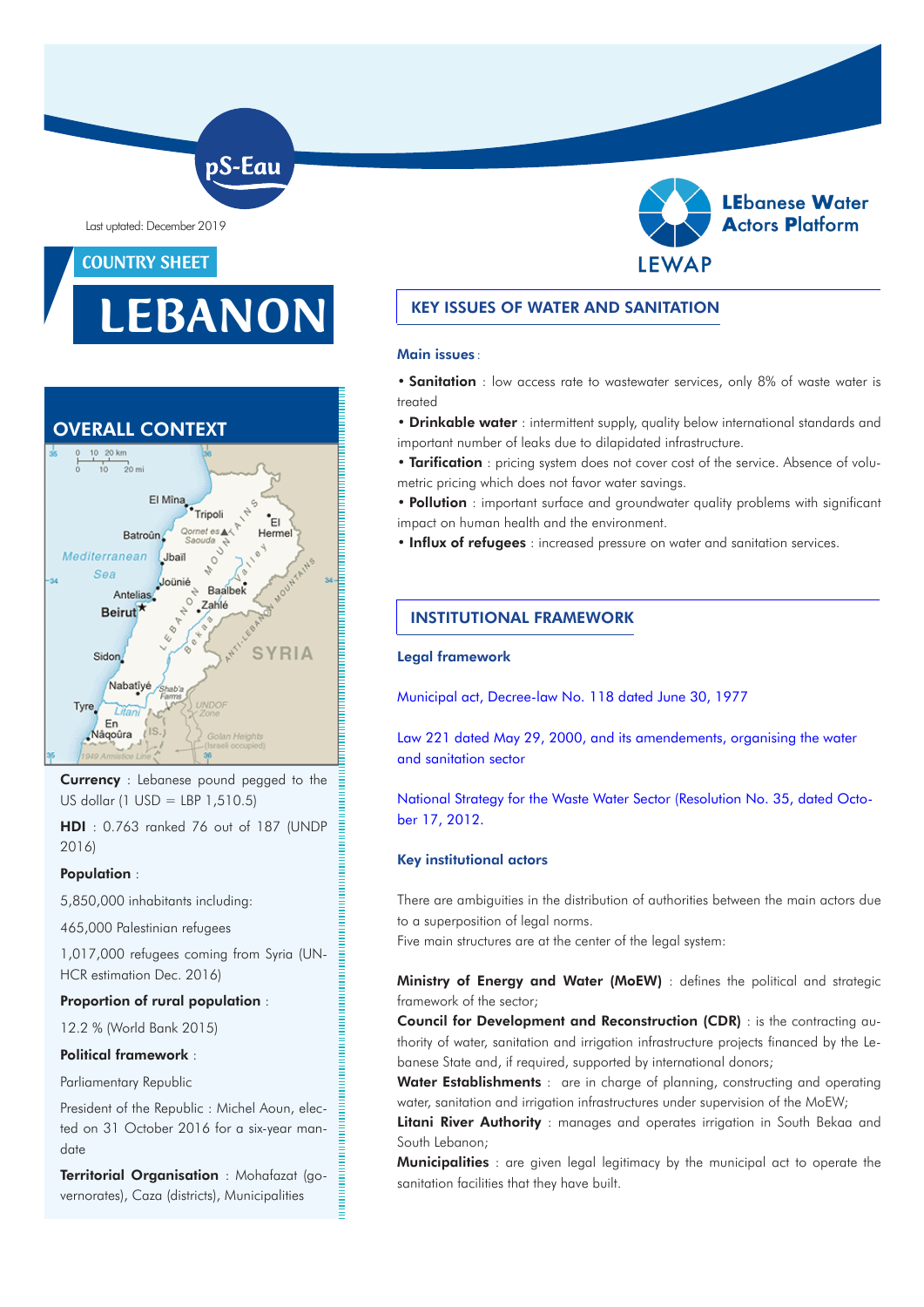pS-Eau

Last uptaded: December 2019

COUNTRY SHEET

# LEBANON

LEbanese Water Actors Platform

LEWAP

## OVERALL CONTEXT

**Currency** : Lebanese pound pegged to the US dollar (1 USD = LBP 1,510.5)

**HDI** : 0.763 ranked 76 out of 187 (UNDP 2016)

**Population** :

5,850,000 inhabitants including:

465,000 Palestinian refugees

1,017,000 refugees coming from Syria (UNHCR estimation Dec. 2016)

**Proportion of rural population** :

12.2 % (World Bank 2015)

**Political framework** :

Parliamentary Republic

President of the Republic : Michel Aoun, elected on 31 October 2016 for a six-year mandate

**Territorial Organisation** : Mohafazat (governorates), Caza (districts), Municipalities

## KEY ISSUES OF WATER AND SANITATION

**Main issues** :

- **Sanitation** : low access rate to wastewater services, only 8% of waste water is treated
- **Drinkable water** : intermittent supply, quality below international standards and important number of leaks due to dilapidated infrastructure.
- **Tarification** : pricing system does not cover cost of the service. Absence of volumetric pricing which does not favor water savings.
- **Pollution** : important surface and groundwater quality problems with significant impact on human health and the environment.
- **Influx of refugees** : increased pressure on water and sanitation services.

## INSTITUTIONAL FRAMEWORK

### Legal framework

Municipal act, Decree-law No. 118 dated June 30, 1977

Law 221 dated May 29, 2000, and its amendements, organising the water and sanitation sector

National Strategy for the Waste Water Sector (Resolution No. 35, dated October 17, 2012.

### Key institutional actors

There are ambiguities in the distribution of authorities between the main actors due to a superposition of legal norms.
Five main structures are at the center of the legal system:

**Ministry of Energy and Water (MoEW)** : defines the political and strategic framework of the sector;
**Council for Development and Reconstruction (CDR)** : is the contracting authority of water, sanitation and irrigation infrastructure projects financed by the Lebanese State and, if required, supported by international donors;
**Water Establishments** : are in charge of planning, constructing and operating water, sanitation and irrigation infrastructures under supervision of the MoEW;
**Litani River Authority** : manages and operates irrigation in South Bekaa and South Lebanon;
**Municipalities** : are given legal legitimacy by the municipal act to operate the sanitation facilities that they have built.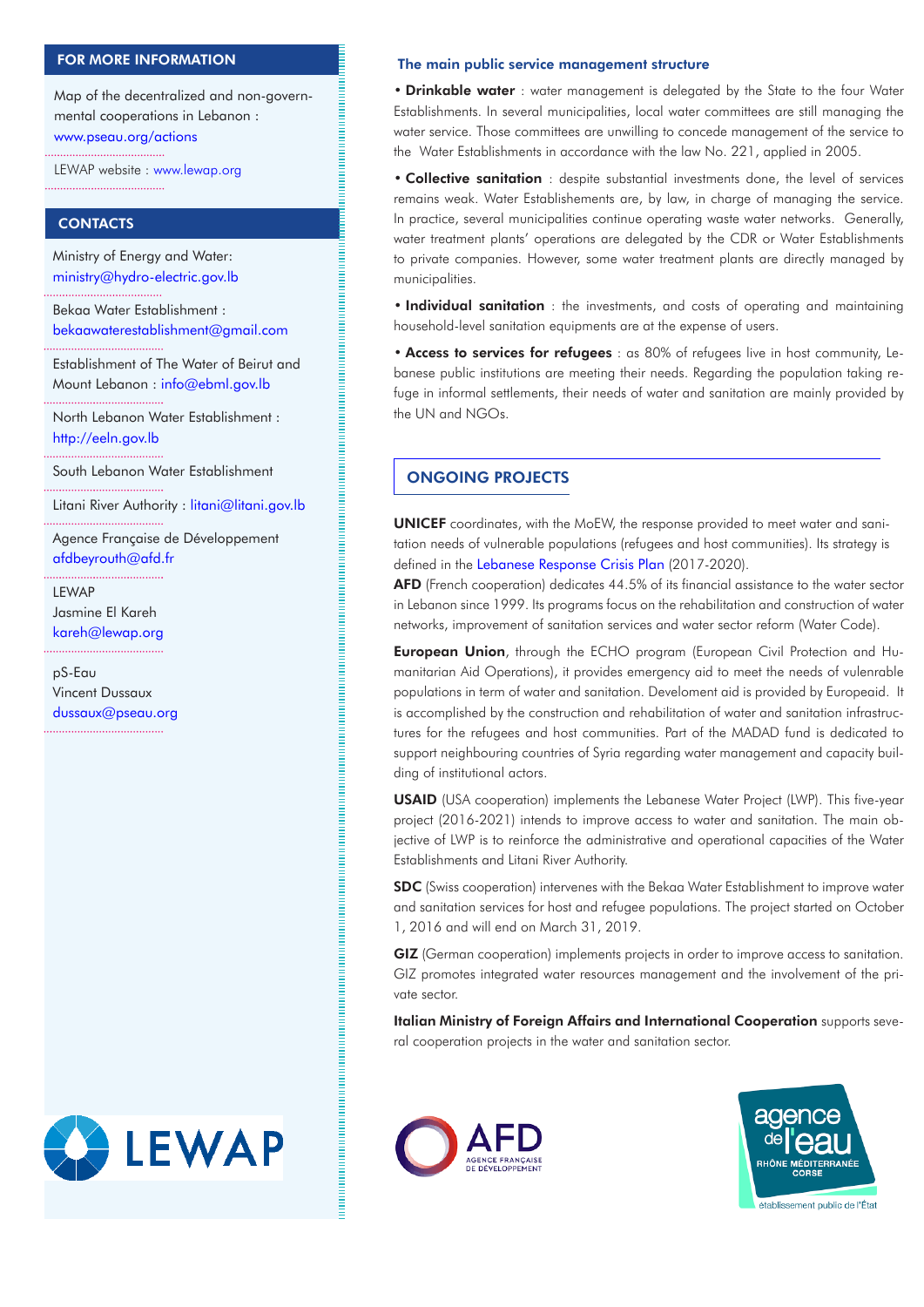## FOR MORE INFORMATION

Map of the decentralized and non-governmental cooperations in Lebanon : www.pseau.org/actions

LEWAP website : www.lewap.org

## CONTACTS

Ministry of Energy and Water: ministry@hydro-electric.gov.lb

Bekaa Water Establishment : bekaawaterestablishment@gmail.com

Establishment of The Water of Beirut and Mount Lebanon : info@ebml.gov.lb

North Lebanon Water Establishment : http://eeln.gov.lb

South Lebanon Water Establishment

Litani River Authority : litani@litani.gov.lb

Agence Française de Développement afdbeyrouth@afd.fr

LEWAP
Jasmine El Kareh
kareh@lewap.org

pS-Eau
Vincent Dussaux
dussaux@pseau.org

### The main public service management structure

• **Drinkable water** : water management is delegated by the State to the four Water Establishments. In several municipalities, local water committees are still managing the water service. Those committees are unwilling to concede management of the service to the Water Establishments in accordance with the law No. 221, applied in 2005.

• **Collective sanitation** : despite substantial investments done, the level of services remains weak. Water Establishments are, by law, in charge of managing the service. In practice, several municipalities continue operating waste water networks. Generally, water treatment plants' operations are delegated by the CDR or Water Establishments to private companies. However, some water treatment plants are directly managed by municipalities.

• **Individual sanitation** : the investments, and costs of operating and maintaining household-level sanitation equipments are at the expense of users.

• **Access to services for refugees** : as 80% of refugees live in host community, Lebanese public institutions are meeting their needs. Regarding the population taking refuge in informal settlements, their needs of water and sanitation are mainly provided by the UN and NGOs.

## ONGOING PROJECTS

**UNICEF** coordinates, with the MoEW, the response provided to meet water and sanitation needs of vulnerable populations (refugees and host communities). Its strategy is defined in the Lebanese Response Crisis Plan (2017-2020).

**AFD** (French cooperation) dedicates 44.5% of its financial assistance to the water sector in Lebanon since 1999. Its programs focus on the rehabilitation and construction of water networks, improvement of sanitation services and water sector reform (Water Code).

**European Union**, through the ECHO program (European Civil Protection and Humanitarian Aid Operations), it provides emergency aid to meet the needs of vulenrable populations in term of water and sanitation. Develoment aid is provided by Europeaid. It is accomplished by the construction and rehabilitation of water and sanitation infrastructures for the refugees and host communities. Part of the MADAD fund is dedicated to support neighbouring countries of Syria regarding water management and capacity building of institutional actors.

**USAID** (USA cooperation) implements the Lebanese Water Project (LWP). This five-year project (2016-2021) intends to improve access to water and sanitation. The main objective of LWP is to reinforce the administrative and operational capacities of the Water Establishments and Litani River Authority.

**SDC** (Swiss cooperation) intervenes with the Bekaa Water Establishment to improve water and sanitation services for host and refugee populations. The project started on October 1, 2016 and will end on March 31, 2019.

**GIZ** (German cooperation) implements projects in order to improve access to sanitation. GIZ promotes integrated water resources management and the involvement of the private sector.

**Italian Ministry of Foreign Affairs and International Cooperation** supports several cooperation projects in the water and sanitation sector.

LEWAP

AFD
AGENCE FRANÇAISE DE DÉVELOPPEMENT

agence de l'eau
RHÔNE MÉDITERRANÉE CORSE
établissement public de l'État